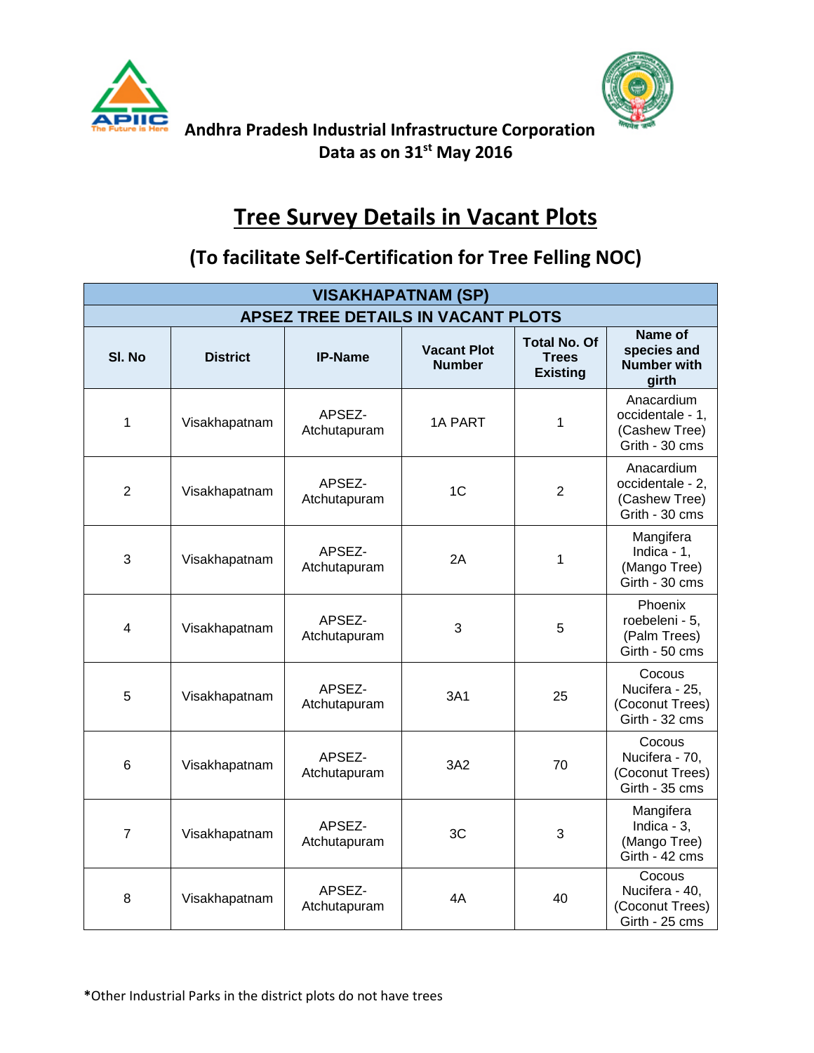**Andhra Pradesh Industrial Infrastructure Corporation**
**Data as on 31st May 2016**

# Tree Survey Details in Vacant Plots

## (To facilitate Self-Certification for Tree Felling NOC)

| VISAKHAPATNAM (SP) | | | | | |
|---|---|---|---|---|---|
| **APSEZ TREE DETAILS IN VACANT PLOTS** | | | | | |
| **Sl. No** | **District** | **IP-Name** | **Vacant Plot Number** | **Total No. Of Trees Existing** | **Name of species and Number with girth** |
| 1 | Visakhapatnam | APSEZ-Atchutapuram | 1A PART | 1 | Anacardium occidentale - 1, (Cashew Tree) Grith - 30 cms |
| 2 | Visakhapatnam | APSEZ-Atchutapuram | 1C | 2 | Anacardium occidentale - 2, (Cashew Tree) Grith - 30 cms |
| 3 | Visakhapatnam | APSEZ-Atchutapuram | 2A | 1 | Mangifera Indica - 1, (Mango Tree) Girth - 30 cms |
| 4 | Visakhapatnam | APSEZ-Atchutapuram | 3 | 5 | Phoenix roebeleni - 5, (Palm Trees) Girth - 50 cms |
| 5 | Visakhapatnam | APSEZ-Atchutapuram | 3A1 | 25 | Cocous Nucifera - 25, (Coconut Trees) Girth - 32 cms |
| 6 | Visakhapatnam | APSEZ-Atchutapuram | 3A2 | 70 | Cocous Nucifera - 70, (Coconut Trees) Girth - 35 cms |
| 7 | Visakhapatnam | APSEZ-Atchutapuram | 3C | 3 | Mangifera Indica - 3, (Mango Tree) Girth - 42 cms |
| 8 | Visakhapatnam | APSEZ-Atchutapuram | 4A | 40 | Cocous Nucifera - 40, (Coconut Trees) Girth - 25 cms |

**\***Other Industrial Parks in the district plots do not have trees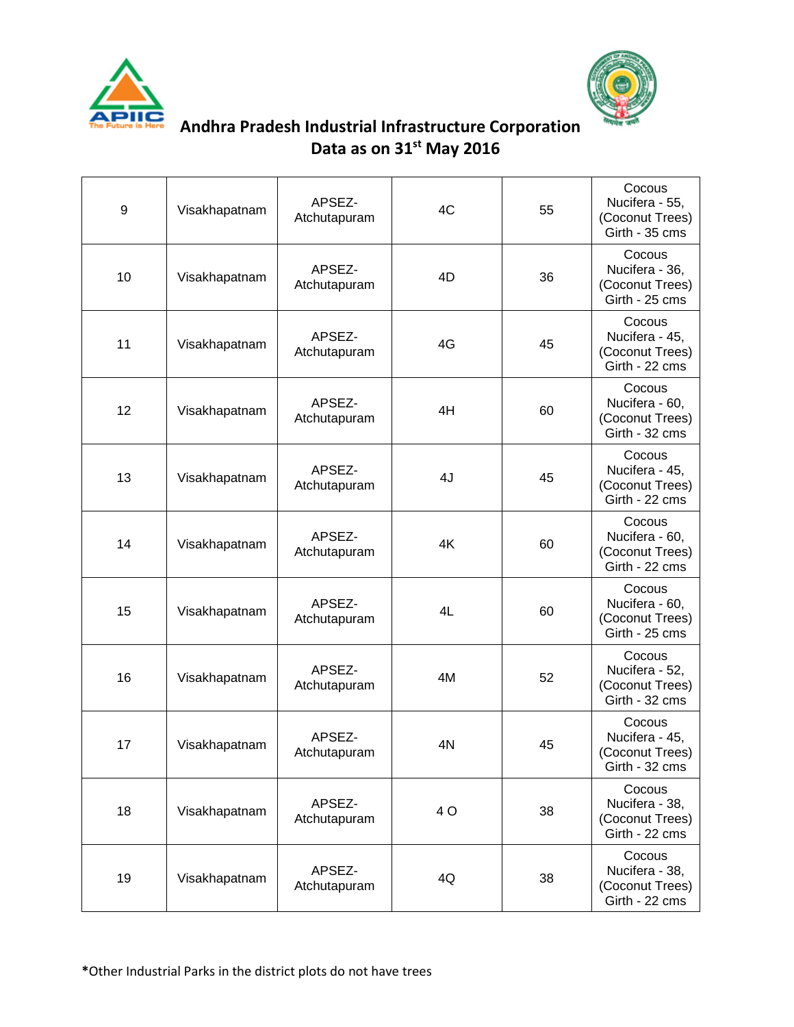# Andhra Pradesh Industrial Infrastructure Corporation

## Data as on 31st May 2016

| | | | | | |
|---|---|---|---|---|---|
| 9 | Visakhapatnam | APSEZ-Atchutapuram | 4C | 55 | Cocous Nucifera - 55, (Coconut Trees) Girth - 35 cms |
| 10 | Visakhapatnam | APSEZ-Atchutapuram | 4D | 36 | Cocous Nucifera - 36, (Coconut Trees) Girth - 25 cms |
| 11 | Visakhapatnam | APSEZ-Atchutapuram | 4G | 45 | Cocous Nucifera - 45, (Coconut Trees) Girth - 22 cms |
| 12 | Visakhapatnam | APSEZ-Atchutapuram | 4H | 60 | Cocous Nucifera - 60, (Coconut Trees) Girth - 32 cms |
| 13 | Visakhapatnam | APSEZ-Atchutapuram | 4J | 45 | Cocous Nucifera - 45, (Coconut Trees) Girth - 22 cms |
| 14 | Visakhapatnam | APSEZ-Atchutapuram | 4K | 60 | Cocous Nucifera - 60, (Coconut Trees) Girth - 22 cms |
| 15 | Visakhapatnam | APSEZ-Atchutapuram | 4L | 60 | Cocous Nucifera - 60, (Coconut Trees) Girth - 25 cms |
| 16 | Visakhapatnam | APSEZ-Atchutapuram | 4M | 52 | Cocous Nucifera - 52, (Coconut Trees) Girth - 32 cms |
| 17 | Visakhapatnam | APSEZ-Atchutapuram | 4N | 45 | Cocous Nucifera - 45, (Coconut Trees) Girth - 32 cms |
| 18 | Visakhapatnam | APSEZ-Atchutapuram | 4 O | 38 | Cocous Nucifera - 38, (Coconut Trees) Girth - 22 cms |
| 19 | Visakhapatnam | APSEZ-Atchutapuram | 4Q | 38 | Cocous Nucifera - 38, (Coconut Trees) Girth - 22 cms |

*Other Industrial Parks in the district plots do not have trees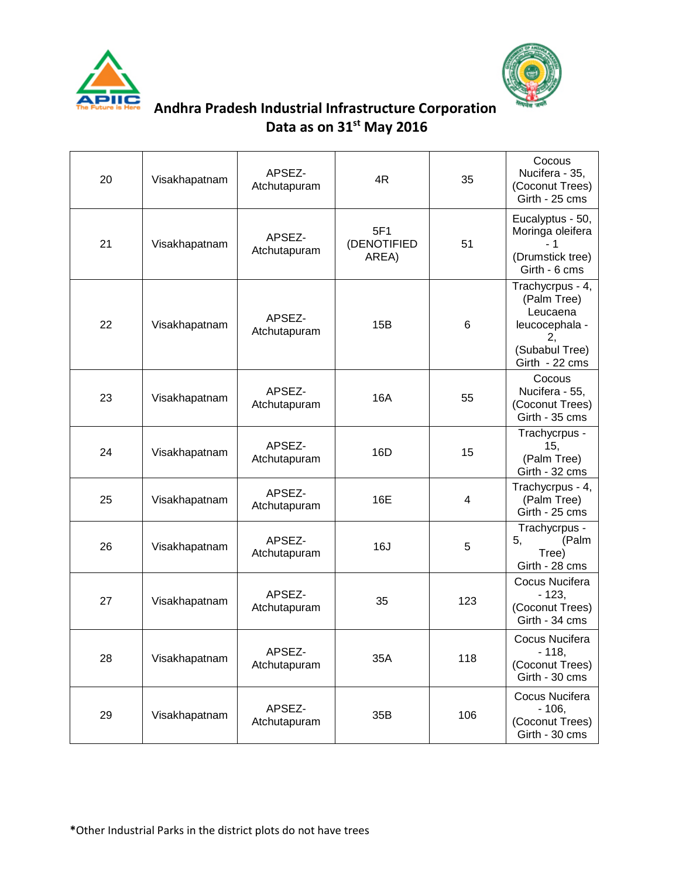# Andhra Pradesh Industrial Infrastructure Corporation
## Data as on 31st May 2016

| | | | | | |
|---|---|---|---|---|---|
| 20 | Visakhapatnam | APSEZ-Atchutapuram | 4R | 35 | Cocous Nucifera - 35, (Coconut Trees) Girth - 25 cms |
| 21 | Visakhapatnam | APSEZ-Atchutapuram | 5F1 (DENOTIFIED AREA) | 51 | Eucalyptus - 50, Moringa oleifera - 1 (Drumstick tree) Girth - 6 cms |
| 22 | Visakhapatnam | APSEZ-Atchutapuram | 15B | 6 | Trachycrpus - 4, (Palm Tree) Leucaena leucocephala - 2, (Subabul Tree) Girth - 22 cms |
| 23 | Visakhapatnam | APSEZ-Atchutapuram | 16A | 55 | Cocous Nucifera - 55, (Coconut Trees) Girth - 35 cms |
| 24 | Visakhapatnam | APSEZ-Atchutapuram | 16D | 15 | Trachycrpus - 15, (Palm Tree) Girth - 32 cms |
| 25 | Visakhapatnam | APSEZ-Atchutapuram | 16E | 4 | Trachycrpus - 4, (Palm Tree) Girth - 25 cms |
| 26 | Visakhapatnam | APSEZ-Atchutapuram | 16J | 5 | Trachycrpus - 5, (Palm Tree) Girth - 28 cms |
| 27 | Visakhapatnam | APSEZ-Atchutapuram | 35 | 123 | Cocus Nucifera - 123, (Coconut Trees) Girth - 34 cms |
| 28 | Visakhapatnam | APSEZ-Atchutapuram | 35A | 118 | Cocus Nucifera - 118, (Coconut Trees) Girth - 30 cms |
| 29 | Visakhapatnam | APSEZ-Atchutapuram | 35B | 106 | Cocus Nucifera - 106, (Coconut Trees) Girth - 30 cms |

*Other Industrial Parks in the district plots do not have trees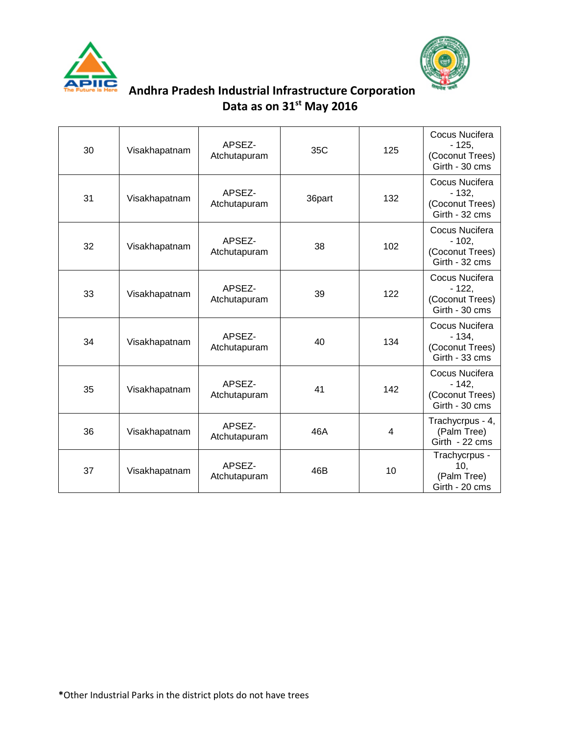# Andhra Pradesh Industrial Infrastructure Corporation

## Data as on 31st May 2016

| | | | | | |
|---|---|---|---|---|---|
| 30 | Visakhapatnam | APSEZ-Atchutapuram | 35C | 125 | Cocus Nucifera - 125, (Coconut Trees) Girth - 30 cms |
| 31 | Visakhapatnam | APSEZ-Atchutapuram | 36part | 132 | Cocus Nucifera - 132, (Coconut Trees) Girth - 32 cms |
| 32 | Visakhapatnam | APSEZ-Atchutapuram | 38 | 102 | Cocus Nucifera - 102, (Coconut Trees) Girth - 32 cms |
| 33 | Visakhapatnam | APSEZ-Atchutapuram | 39 | 122 | Cocus Nucifera - 122, (Coconut Trees) Girth - 30 cms |
| 34 | Visakhapatnam | APSEZ-Atchutapuram | 40 | 134 | Cocus Nucifera - 134, (Coconut Trees) Girth - 33 cms |
| 35 | Visakhapatnam | APSEZ-Atchutapuram | 41 | 142 | Cocus Nucifera - 142, (Coconut Trees) Girth - 30 cms |
| 36 | Visakhapatnam | APSEZ-Atchutapuram | 46A | 4 | Trachycrpus - 4, (Palm Tree) Girth - 22 cms |
| 37 | Visakhapatnam | APSEZ-Atchutapuram | 46B | 10 | Trachycrpus - 10, (Palm Tree) Girth - 20 cms |

*Other Industrial Parks in the district plots do not have trees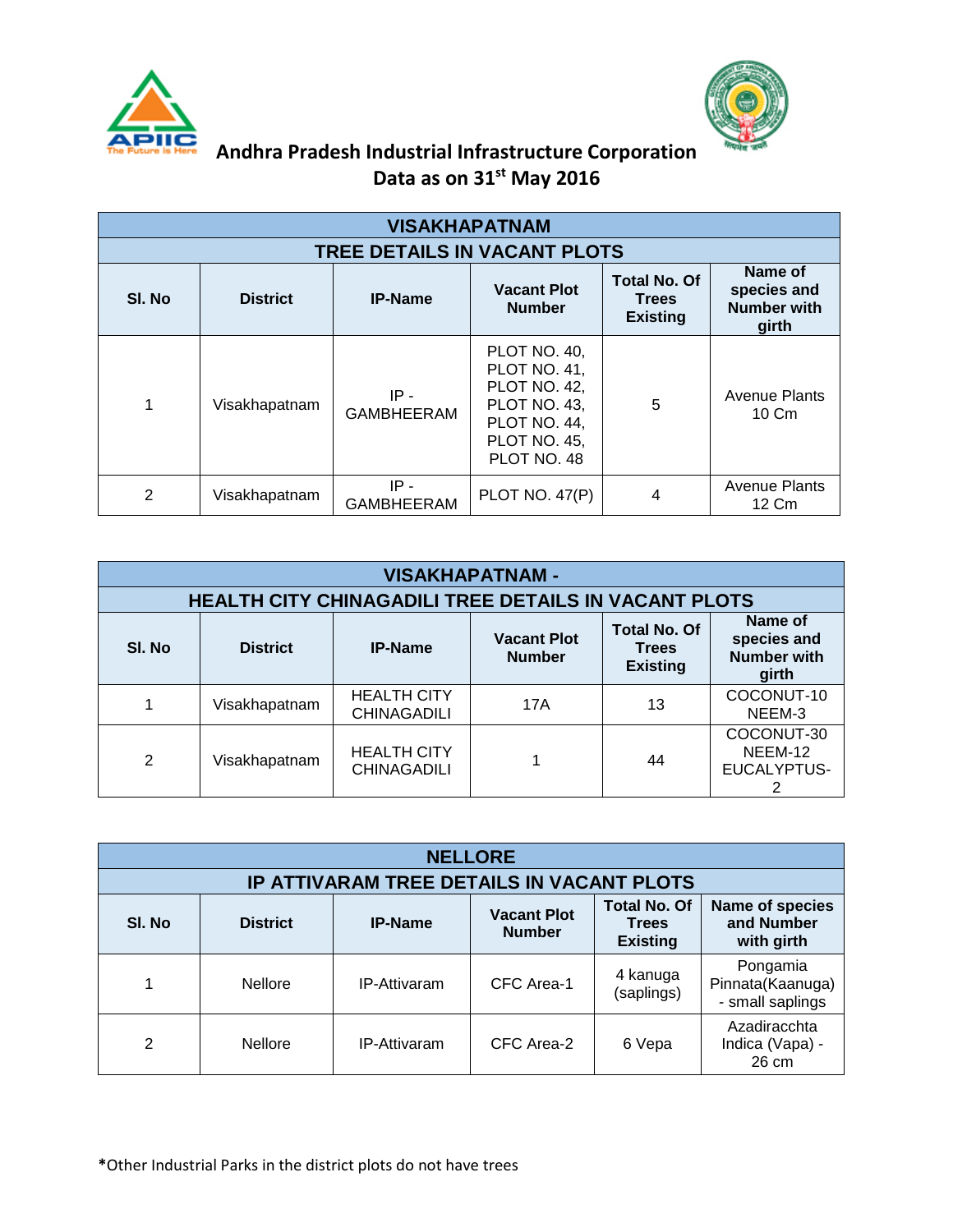# Andhra Pradesh Industrial Infrastructure Corporation

## Data as on 31st May 2016

| VISAKHAPATNAM | | | | | |
|---|---|---|---|---|---|
| **TREE DETAILS IN VACANT PLOTS** | | | | | |
| **Sl. No** | **District** | **IP-Name** | **Vacant Plot Number** | **Total No. Of Trees Existing** | **Name of species and Number with girth** |
| 1 | Visakhapatnam | IP - GAMBHEERAM | PLOT NO. 40, PLOT NO. 41, PLOT NO. 42, PLOT NO. 43, PLOT NO. 44, PLOT NO. 45, PLOT NO. 48 | 5 | Avenue Plants 10 Cm |
| 2 | Visakhapatnam | IP - GAMBHEERAM | PLOT NO. 47(P) | 4 | Avenue Plants 12 Cm |

| VISAKHAPATNAM - | | | | | |
|---|---|---|---|---|---|
| **HEALTH CITY CHINAGADILI TREE DETAILS IN VACANT PLOTS** | | | | | |
| **Sl. No** | **District** | **IP-Name** | **Vacant Plot Number** | **Total No. Of Trees Existing** | **Name of species and Number with girth** |
| 1 | Visakhapatnam | HEALTH CITY CHINAGADILI | 17A | 13 | COCONUT-10 NEEM-3 |
| 2 | Visakhapatnam | HEALTH CITY CHINAGADILI | 1 | 44 | COCONUT-30 NEEM-12 EUCALYPTUS-2 |

| NELLORE | | | | | |
|---|---|---|---|---|---|
| **IP ATTIVARAM TREE DETAILS IN VACANT PLOTS** | | | | | |
| **Sl. No** | **District** | **IP-Name** | **Vacant Plot Number** | **Total No. Of Trees Existing** | **Name of species and Number with girth** |
| 1 | Nellore | IP-Attivaram | CFC Area-1 | 4 kanuga (saplings) | Pongamia Pinnata(Kaanuga) - small saplings |
| 2 | Nellore | IP-Attivaram | CFC Area-2 | 6 Vepa | Azadiracchta Indica (Vapa) - 26 cm |

*Other Industrial Parks in the district plots do not have trees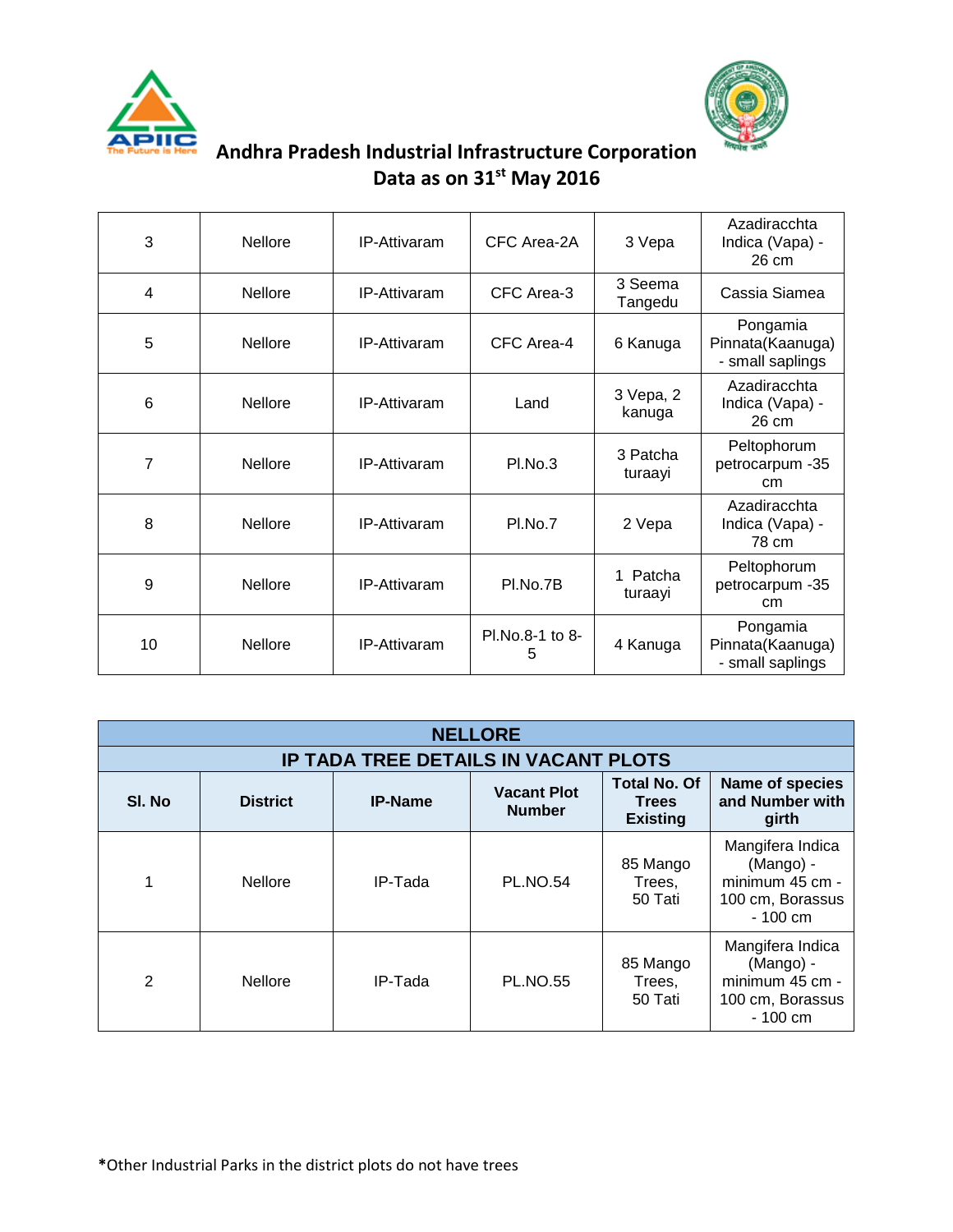# Andhra Pradesh Industrial Infrastructure Corporation

## Data as on 31st May 2016

| | | | | | |
|---|---|---|---|---|---|
| 3 | Nellore | IP-Attivaram | CFC Area-2A | 3 Vepa | Azadiracchta Indica (Vapa) - 26 cm |
| 4 | Nellore | IP-Attivaram | CFC Area-3 | 3 Seema Tangedu | Cassia Siamea |
| 5 | Nellore | IP-Attivaram | CFC Area-4 | 6 Kanuga | Pongamia Pinnata(Kaanuga) - small saplings |
| 6 | Nellore | IP-Attivaram | Land | 3 Vepa, 2 kanuga | Azadiracchta Indica (Vapa) - 26 cm |
| 7 | Nellore | IP-Attivaram | Pl.No.3 | 3 Patcha turaayi | Peltophorum petrocarpum -35 cm |
| 8 | Nellore | IP-Attivaram | Pl.No.7 | 2 Vepa | Azadiracchta Indica (Vapa) - 78 cm |
| 9 | Nellore | IP-Attivaram | Pl.No.7B | 1 Patcha turaayi | Peltophorum petrocarpum -35 cm |
| 10 | Nellore | IP-Attivaram | Pl.No.8-1 to 8-5 | 4 Kanuga | Pongamia Pinnata(Kaanuga) - small saplings |

**NELLORE**

**IP TADA TREE DETAILS IN VACANT PLOTS**

| Sl. No | District | IP-Name | Vacant Plot Number | Total No. Of Trees Existing | Name of species and Number with girth |
|---|---|---|---|---|---|
| 1 | Nellore | IP-Tada | PL.NO.54 | 85 Mango Trees, 50 Tati | Mangifera Indica (Mango) - minimum 45 cm - 100 cm, Borassus - 100 cm |
| 2 | Nellore | IP-Tada | PL.NO.55 | 85 Mango Trees, 50 Tati | Mangifera Indica (Mango) - minimum 45 cm - 100 cm, Borassus - 100 cm |

*Other Industrial Parks in the district plots do not have trees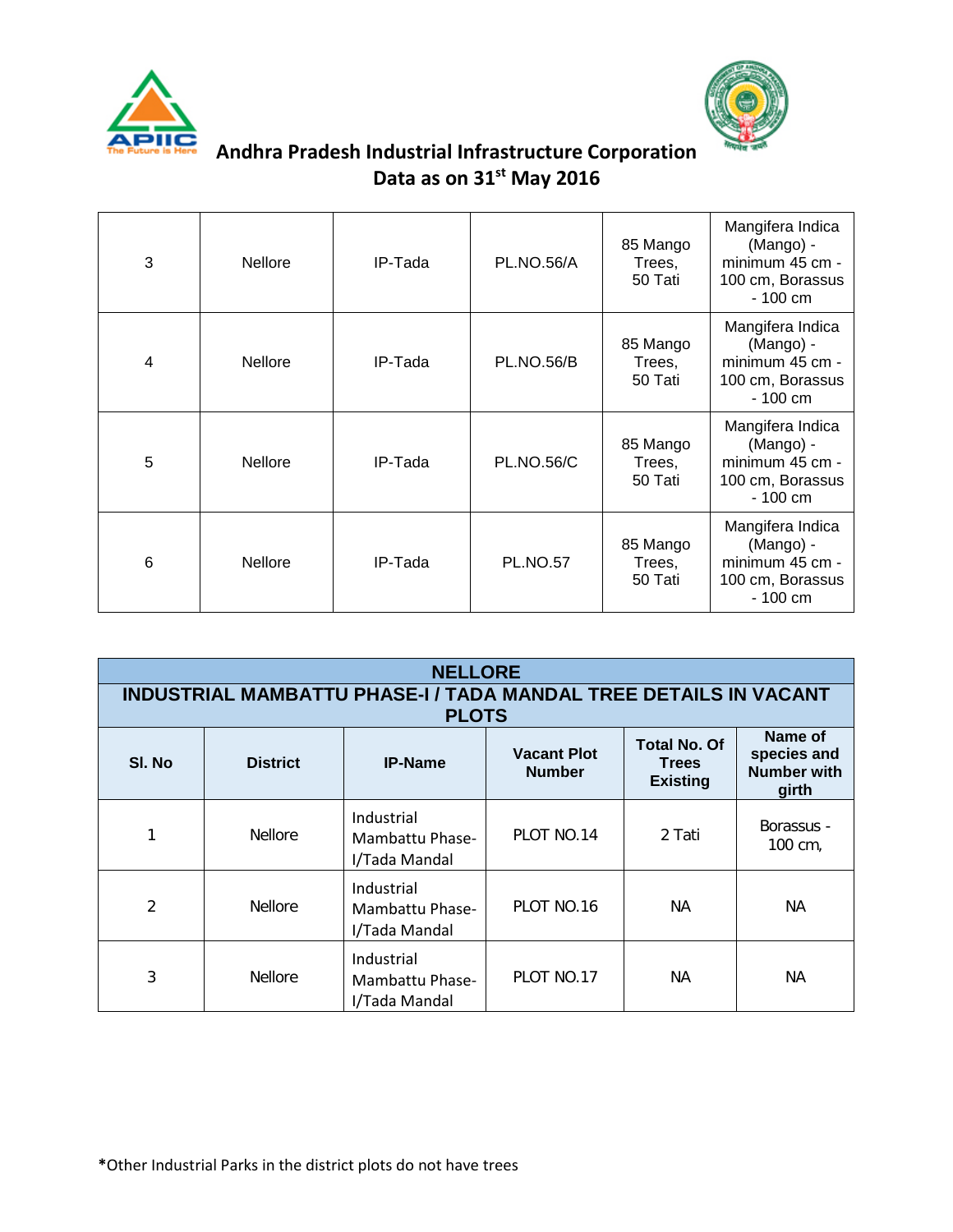# Andhra Pradesh Industrial Infrastructure Corporation
## Data as on 31st May 2016

| | | | | | |
|---|---|---|---|---|---|
| 3 | Nellore | IP-Tada | PL.NO.56/A | 85 Mango Trees, 50 Tati | Mangifera Indica (Mango) - minimum 45 cm - 100 cm, Borassus - 100 cm |
| 4 | Nellore | IP-Tada | PL.NO.56/B | 85 Mango Trees, 50 Tati | Mangifera Indica (Mango) - minimum 45 cm - 100 cm, Borassus - 100 cm |
| 5 | Nellore | IP-Tada | PL.NO.56/C | 85 Mango Trees, 50 Tati | Mangifera Indica (Mango) - minimum 45 cm - 100 cm, Borassus - 100 cm |
| 6 | Nellore | IP-Tada | PL.NO.57 | 85 Mango Trees, 50 Tati | Mangifera Indica (Mango) - minimum 45 cm - 100 cm, Borassus - 100 cm |

**NELLORE**

**INDUSTRIAL MAMBATTU PHASE-I / TADA MANDAL TREE DETAILS IN VACANT PLOTS**

| Sl. No | District | IP-Name | Vacant Plot Number | Total No. Of Trees Existing | Name of species and Number with girth |
|---|---|---|---|---|---|
| 1 | Nellore | Industrial Mambattu Phase-I/Tada Mandal | PLOT NO.14 | 2 Tati | Borassus - 100 cm, |
| 2 | Nellore | Industrial Mambattu Phase-I/Tada Mandal | PLOT NO.16 | NA | NA |
| 3 | Nellore | Industrial Mambattu Phase-I/Tada Mandal | PLOT NO.17 | NA | NA |

*Other Industrial Parks in the district plots do not have trees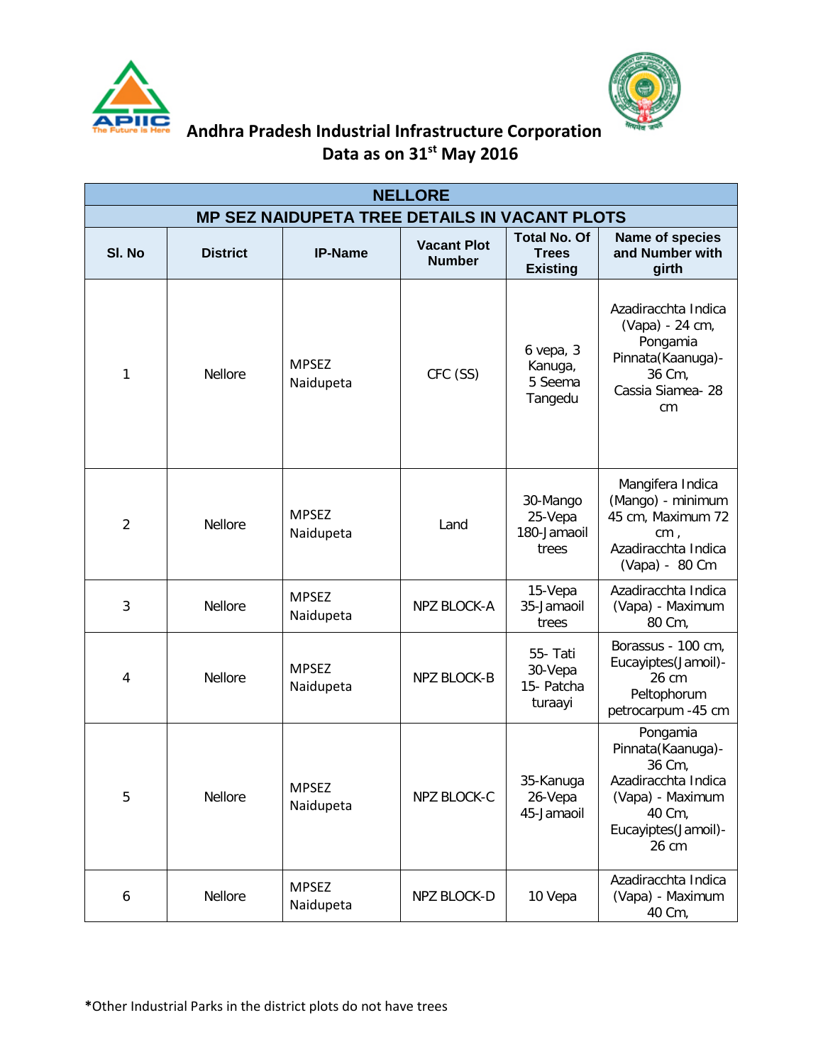**Andhra Pradesh Industrial Infrastructure Corporation**
**Data as on 31st May 2016**

| NELLORE | | | | | |
|---|---|---|---|---|---|
| **MP SEZ NAIDUPETA TREE DETAILS IN VACANT PLOTS** | | | | | |
| **Sl. No** | **District** | **IP-Name** | **Vacant Plot Number** | **Total No. Of Trees Existing** | **Name of species and Number with girth** |
| 1 | Nellore | MPSEZ Naidupeta | CFC (SS) | 6 vepa, 3 Kanuga, 5 Seema Tangedu | Azadiracchta Indica (Vapa) - 24 cm, Pongamia Pinnata(Kaanuga)- 36 Cm, Cassia Siamea- 28 cm |
| 2 | Nellore | MPSEZ Naidupeta | Land | 30-Mango 25-Vepa 180-Jamaoil trees | Mangifera Indica (Mango) - minimum 45 cm, Maximum 72 cm , Azadiracchta Indica (Vapa) - 80 Cm |
| 3 | Nellore | MPSEZ Naidupeta | NPZ BLOCK-A | 15-Vepa 35-Jamaoil trees | Azadiracchta Indica (Vapa) - Maximum 80 Cm, |
| 4 | Nellore | MPSEZ Naidupeta | NPZ BLOCK-B | 55- Tati 30-Vepa 15- Patcha turaayi | Borassus - 100 cm, Eucayiptes(Jamoil)- 26 cm Peltophorum petrocarpum -45 cm |
| 5 | Nellore | MPSEZ Naidupeta | NPZ BLOCK-C | 35-Kanuga 26-Vepa 45-Jamaoil | Pongamia Pinnata(Kaanuga)- 36 Cm, Azadiracchta Indica (Vapa) - Maximum 40 Cm, Eucayiptes(Jamoil)- 26 cm |
| 6 | Nellore | MPSEZ Naidupeta | NPZ BLOCK-D | 10 Vepa | Azadiracchta Indica (Vapa) - Maximum 40 Cm, |

**\***Other Industrial Parks in the district plots do not have trees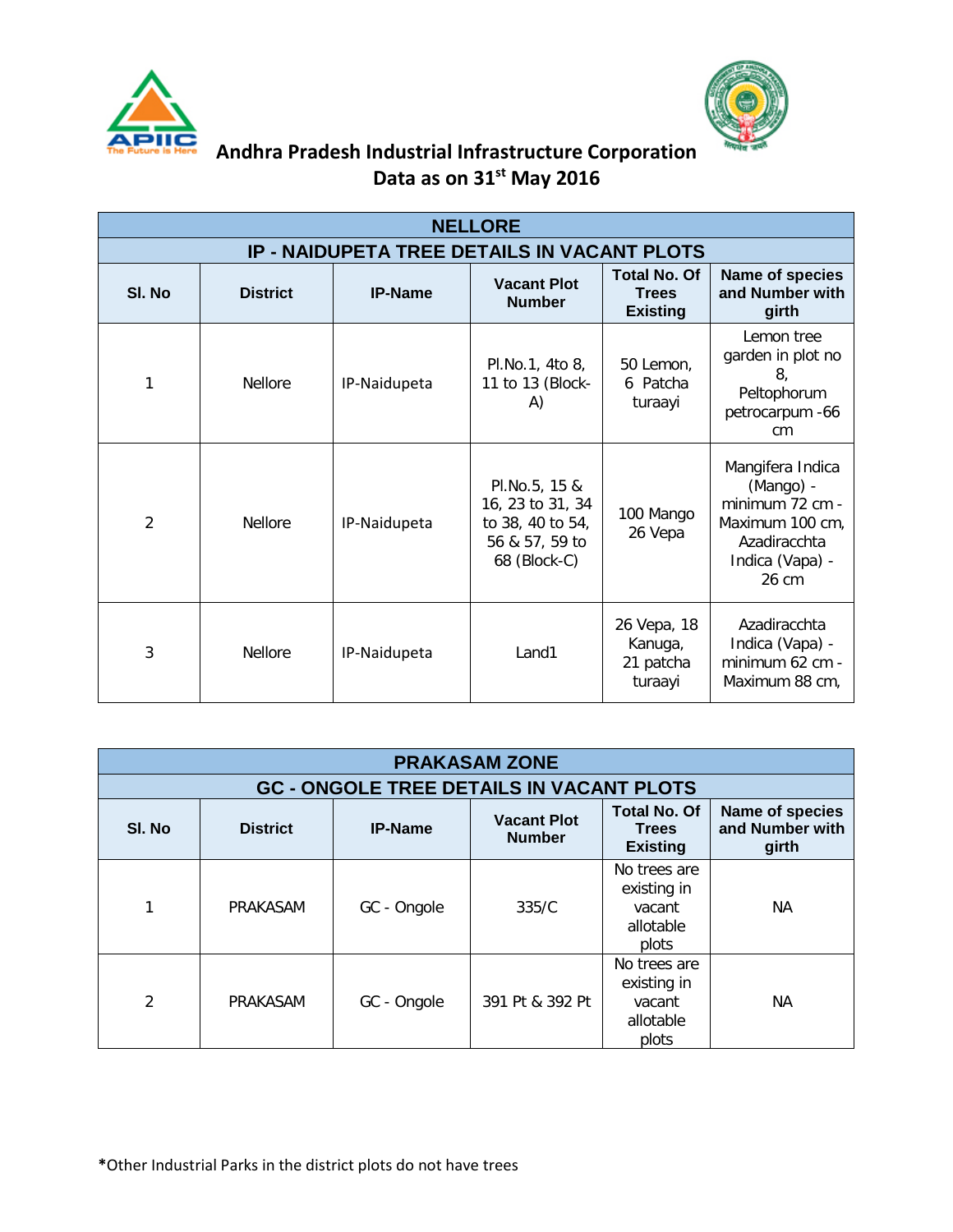# Andhra Pradesh Industrial Infrastructure Corporation

## Data as on 31st May 2016

| NELLORE | | | | | |
|---|---|---|---|---|---|
| **IP - NAIDUPETA TREE DETAILS IN VACANT PLOTS** | | | | | |
| **Sl. No** | **District** | **IP-Name** | **Vacant Plot Number** | **Total No. Of Trees Existing** | **Name of species and Number with girth** |
| 1 | Nellore | IP-Naidupeta | Pl.No.1, 4to 8, 11 to 13 (Block-A) | 50 Lemon, 6 Patcha turaayi | Lemon tree garden in plot no 8, Peltophorum petrocarpum -66 cm |
| 2 | Nellore | IP-Naidupeta | Pl.No.5, 15 & 16, 23 to 31, 34 to 38, 40 to 54, 56 & 57, 59 to 68 (Block-C) | 100 Mango 26 Vepa | Mangifera Indica (Mango) - minimum 72 cm - Maximum 100 cm, Azadiracchta Indica (Vapa) - 26 cm |
| 3 | Nellore | IP-Naidupeta | Land1 | 26 Vepa, 18 Kanuga, 21 patcha turaayi | Azadiracchta Indica (Vapa) - minimum 62 cm - Maximum 88 cm, |

| PRAKASAM ZONE | | | | | |
|---|---|---|---|---|---|
| **GC - ONGOLE TREE DETAILS IN VACANT PLOTS** | | | | | |
| **Sl. No** | **District** | **IP-Name** | **Vacant Plot Number** | **Total No. Of Trees Existing** | **Name of species and Number with girth** |
| 1 | PRAKASAM | GC - Ongole | 335/C | No trees are existing in vacant allotable plots | NA |
| 2 | PRAKASAM | GC - Ongole | 391 Pt & 392 Pt | No trees are existing in vacant allotable plots | NA |

*Other Industrial Parks in the district plots do not have trees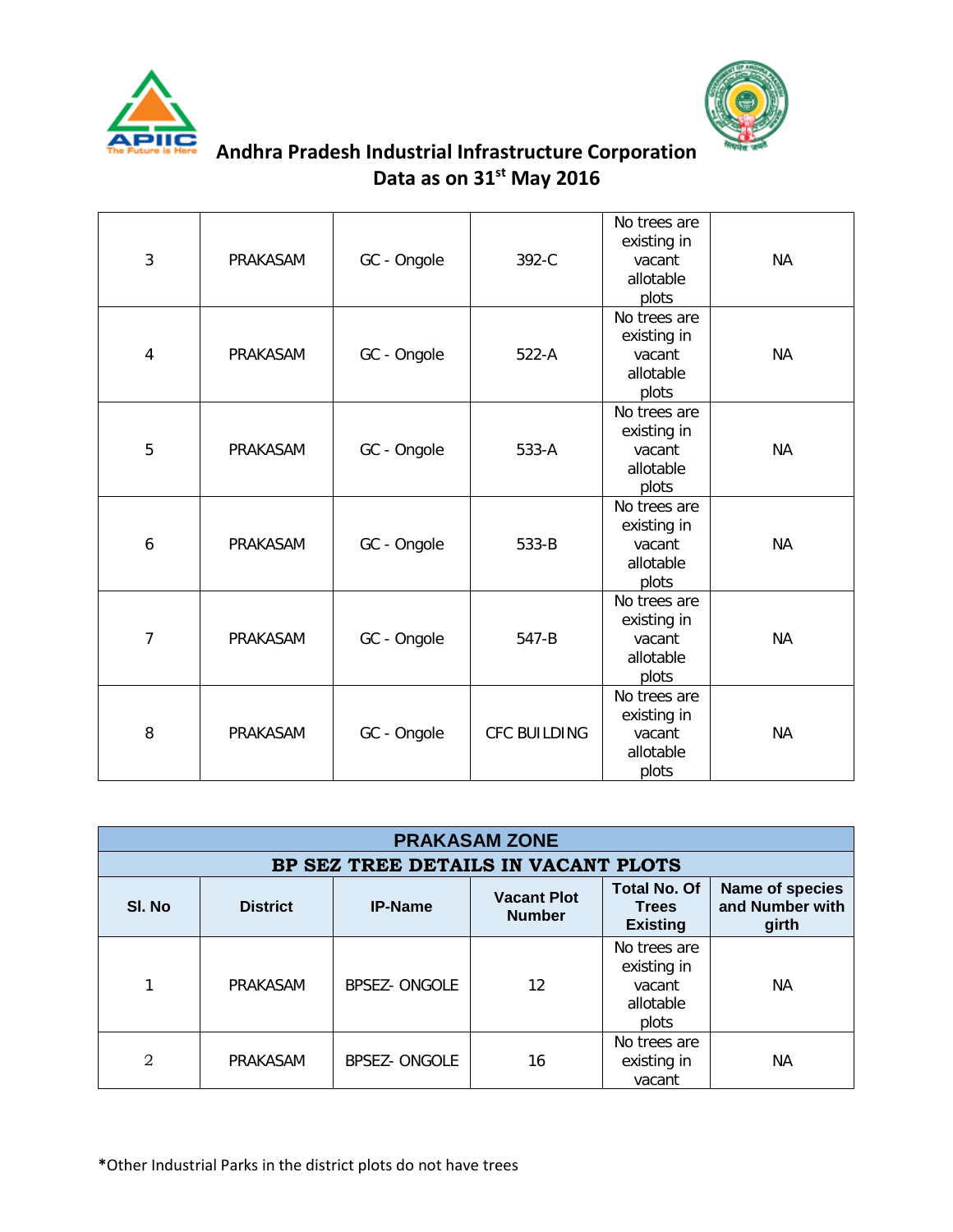## Andhra Pradesh Industrial Infrastructure Corporation
## Data as on 31st May 2016

| | | | | | |
|---|---|---|---|---|---|
| 3 | PRAKASAM | GC - Ongole | 392-C | No trees are existing in vacant allotable plots | NA |
| 4 | PRAKASAM | GC - Ongole | 522-A | No trees are existing in vacant allotable plots | NA |
| 5 | PRAKASAM | GC - Ongole | 533-A | No trees are existing in vacant allotable plots | NA |
| 6 | PRAKASAM | GC - Ongole | 533-B | No trees are existing in vacant allotable plots | NA |
| 7 | PRAKASAM | GC - Ongole | 547-B | No trees are existing in vacant allotable plots | NA |
| 8 | PRAKASAM | GC - Ongole | CFC BUILDING | No trees are existing in vacant allotable plots | NA |

**PRAKASAM ZONE**

**BP SEZ TREE DETAILS IN VACANT PLOTS**

| Sl. No | District | IP-Name | Vacant Plot Number | Total No. Of Trees Existing | Name of species and Number with girth |
|---|---|---|---|---|---|
| 1 | PRAKASAM | BPSEZ- ONGOLE | 12 | No trees are existing in vacant allotable plots | NA |
| 2 | PRAKASAM | BPSEZ- ONGOLE | 16 | No trees are existing in vacant | NA |

*Other Industrial Parks in the district plots do not have trees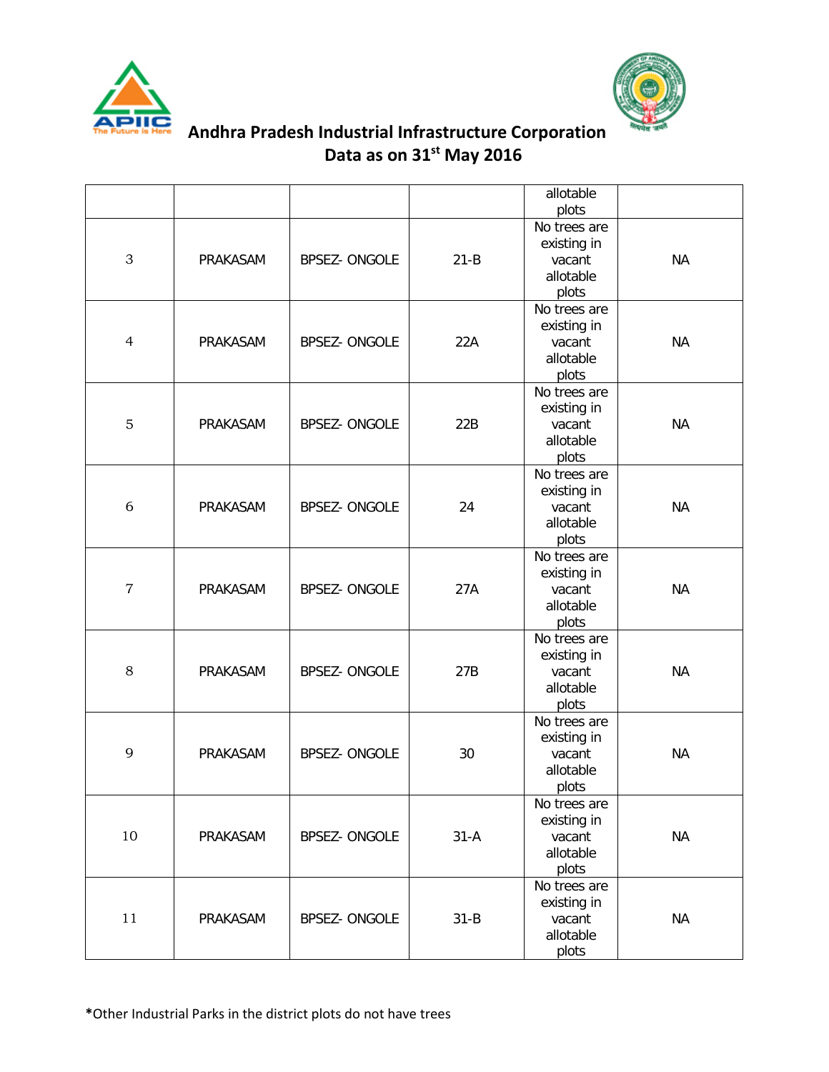# Andhra Pradesh Industrial Infrastructure Corporation

## Data as on 31st May 2016

| | | | | | |
|---|---|---|---|---|---|
| | | | | allotable plots | |
| 3 | PRAKASAM | BPSEZ- ONGOLE | 21-B | No trees are existing in vacant allotable plots | NA |
| 4 | PRAKASAM | BPSEZ- ONGOLE | 22A | No trees are existing in vacant allotable plots | NA |
| 5 | PRAKASAM | BPSEZ- ONGOLE | 22B | No trees are existing in vacant allotable plots | NA |
| 6 | PRAKASAM | BPSEZ- ONGOLE | 24 | No trees are existing in vacant allotable plots | NA |
| 7 | PRAKASAM | BPSEZ- ONGOLE | 27A | No trees are existing in vacant allotable plots | NA |
| 8 | PRAKASAM | BPSEZ- ONGOLE | 27B | No trees are existing in vacant allotable plots | NA |
| 9 | PRAKASAM | BPSEZ- ONGOLE | 30 | No trees are existing in vacant allotable plots | NA |
| 10 | PRAKASAM | BPSEZ- ONGOLE | 31-A | No trees are existing in vacant allotable plots | NA |
| 11 | PRAKASAM | BPSEZ- ONGOLE | 31-B | No trees are existing in vacant allotable plots | NA |

**\***Other Industrial Parks in the district plots do not have trees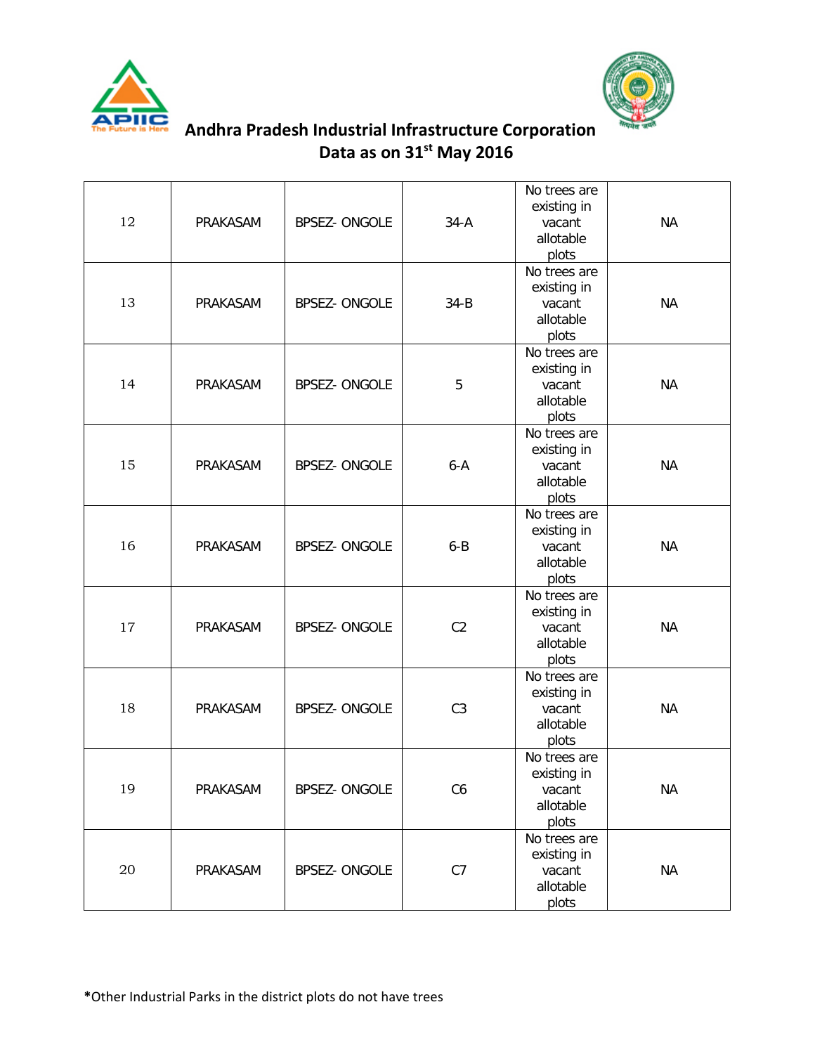# Andhra Pradesh Industrial Infrastructure Corporation
## Data as on 31st May 2016

| | | | | | |
|---|---|---|---|---|---|
| 12 | PRAKASAM | BPSEZ- ONGOLE | 34-A | No trees are existing in vacant allotable plots | NA |
| 13 | PRAKASAM | BPSEZ- ONGOLE | 34-B | No trees are existing in vacant allotable plots | NA |
| 14 | PRAKASAM | BPSEZ- ONGOLE | 5 | No trees are existing in vacant allotable plots | NA |
| 15 | PRAKASAM | BPSEZ- ONGOLE | 6-A | No trees are existing in vacant allotable plots | NA |
| 16 | PRAKASAM | BPSEZ- ONGOLE | 6-B | No trees are existing in vacant allotable plots | NA |
| 17 | PRAKASAM | BPSEZ- ONGOLE | C2 | No trees are existing in vacant allotable plots | NA |
| 18 | PRAKASAM | BPSEZ- ONGOLE | C3 | No trees are existing in vacant allotable plots | NA |
| 19 | PRAKASAM | BPSEZ- ONGOLE | C6 | No trees are existing in vacant allotable plots | NA |
| 20 | PRAKASAM | BPSEZ- ONGOLE | C7 | No trees are existing in vacant allotable plots | NA |

**\***Other Industrial Parks in the district plots do not have trees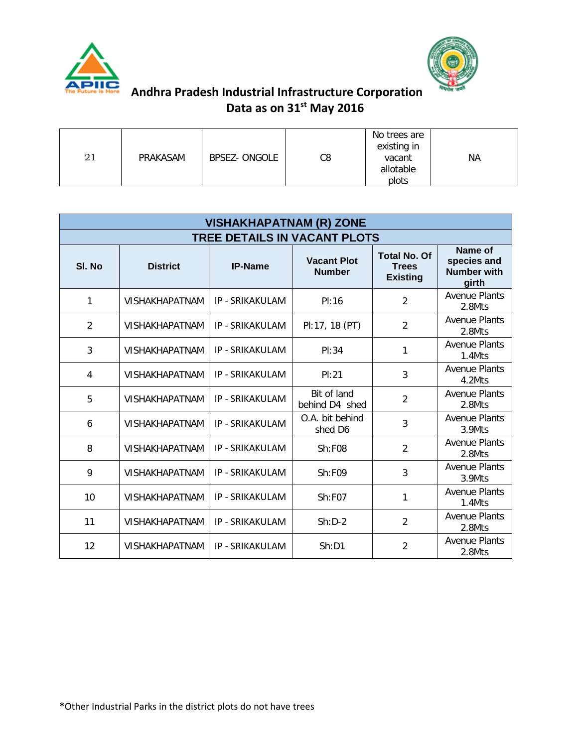# Andhra Pradesh Industrial Infrastructure Corporation
## Data as on 31st May 2016

| | | | | | |
|---|---|---|---|---|---|
| 21 | PRAKASAM | BPSEZ- ONGOLE | C8 | No trees are existing in vacant allotable plots | NA |

| VISHAKHAPATNAM (R) ZONE | | | | | |
|---|---|---|---|---|---|
| **TREE DETAILS IN VACANT PLOTS** | | | | | |
| **Sl. No** | **District** | **IP-Name** | **Vacant Plot Number** | **Total No. Of Trees Existing** | **Name of species and Number with girth** |
| 1 | VISHAKHAPATNAM | IP - SRIKAKULAM | Pl:16 | 2 | Avenue Plants 2.8Mts |
| 2 | VISHAKHAPATNAM | IP - SRIKAKULAM | Pl:17, 18 (PT) | 2 | Avenue Plants 2.8Mts |
| 3 | VISHAKHAPATNAM | IP - SRIKAKULAM | Pl:34 | 1 | Avenue Plants 1.4Mts |
| 4 | VISHAKHAPATNAM | IP - SRIKAKULAM | Pl:21 | 3 | Avenue Plants 4.2Mts |
| 5 | VISHAKHAPATNAM | IP - SRIKAKULAM | Bit of land behind D4 shed | 2 | Avenue Plants 2.8Mts |
| 6 | VISHAKHAPATNAM | IP - SRIKAKULAM | O.A. bit behind shed D6 | 3 | Avenue Plants 3.9Mts |
| 8 | VISHAKHAPATNAM | IP - SRIKAKULAM | Sh:F08 | 2 | Avenue Plants 2.8Mts |
| 9 | VISHAKHAPATNAM | IP - SRIKAKULAM | Sh:F09 | 3 | Avenue Plants 3.9Mts |
| 10 | VISHAKHAPATNAM | IP - SRIKAKULAM | Sh:F07 | 1 | Avenue Plants 1.4Mts |
| 11 | VISHAKHAPATNAM | IP - SRIKAKULAM | Sh:D-2 | 2 | Avenue Plants 2.8Mts |
| 12 | VISHAKHAPATNAM | IP - SRIKAKULAM | Sh:D1 | 2 | Avenue Plants 2.8Mts |

*Other Industrial Parks in the district plots do not have trees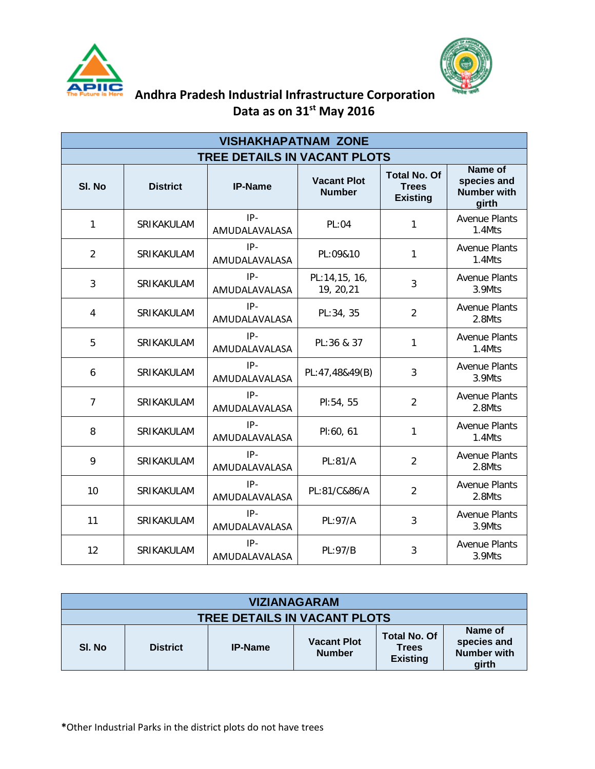Andhra Pradesh Industrial Infrastructure Corporation
Data as on 31st May 2016

| VISHAKHAPATNAM ZONE | | | | | |
|---|---|---|---|---|---|
| TREE DETAILS IN VACANT PLOTS | | | | | |
| Sl. No | District | IP-Name | Vacant Plot Number | Total No. Of Trees Existing | Name of species and Number with girth |
| 1 | SRIKAKULAM | IP-AMUDALAVALASA | PL:04 | 1 | Avenue Plants 1.4Mts |
| 2 | SRIKAKULAM | IP-AMUDALAVALASA | PL:09&10 | 1 | Avenue Plants 1.4Mts |
| 3 | SRIKAKULAM | IP-AMUDALAVALASA | PL:14,15, 16, 19, 20,21 | 3 | Avenue Plants 3.9Mts |
| 4 | SRIKAKULAM | IP-AMUDALAVALASA | PL:34, 35 | 2 | Avenue Plants 2.8Mts |
| 5 | SRIKAKULAM | IP-AMUDALAVALASA | PL:36 & 37 | 1 | Avenue Plants 1.4Mts |
| 6 | SRIKAKULAM | IP-AMUDALAVALASA | PL:47,48&49(B) | 3 | Avenue Plants 3.9Mts |
| 7 | SRIKAKULAM | IP-AMUDALAVALASA | Pl:54, 55 | 2 | Avenue Plants 2.8Mts |
| 8 | SRIKAKULAM | IP-AMUDALAVALASA | Pl:60, 61 | 1 | Avenue Plants 1.4Mts |
| 9 | SRIKAKULAM | IP-AMUDALAVALASA | PL:81/A | 2 | Avenue Plants 2.8Mts |
| 10 | SRIKAKULAM | IP-AMUDALAVALASA | PL:81/C&86/A | 2 | Avenue Plants 2.8Mts |
| 11 | SRIKAKULAM | IP-AMUDALAVALASA | PL:97/A | 3 | Avenue Plants 3.9Mts |
| 12 | SRIKAKULAM | IP-AMUDALAVALASA | PL:97/B | 3 | Avenue Plants 3.9Mts |

| VIZIANAGARAM | | | | | |
|---|---|---|---|---|---|
| TREE DETAILS IN VACANT PLOTS | | | | | |
| Sl. No | District | IP-Name | Vacant Plot Number | Total No. Of Trees Existing | Name of species and Number with girth |

*Other Industrial Parks in the district plots do not have trees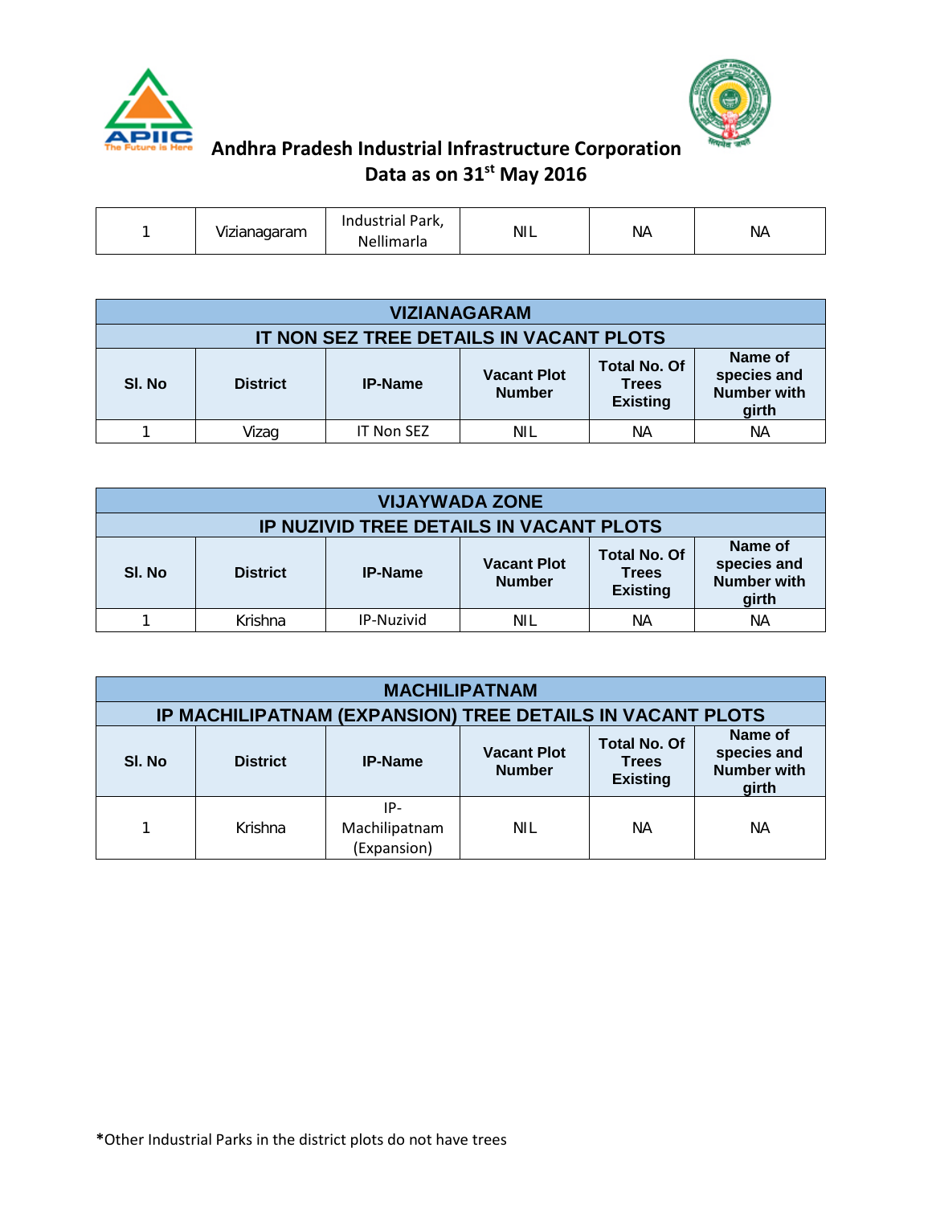# Andhra Pradesh Industrial Infrastructure Corporation

## Data as on 31st May 2016

| | | | | | |
|---|---|---|---|---|---|
| 1 | Vizianagaram | Industrial Park, Nellimarla | NIL | NA | NA |

| VIZIANAGARAM | | | | | |
|---|---|---|---|---|---|
| **IT NON SEZ TREE DETAILS IN VACANT PLOTS** | | | | | |
| **Sl. No** | **District** | **IP-Name** | **Vacant Plot Number** | **Total No. Of Trees Existing** | **Name of species and Number with girth** |
| 1 | Vizag | IT Non SEZ | NIL | NA | NA |

| VIJAYWADA ZONE | | | | | |
|---|---|---|---|---|---|
| **IP NUZIVID TREE DETAILS IN VACANT PLOTS** | | | | | |
| **Sl. No** | **District** | **IP-Name** | **Vacant Plot Number** | **Total No. Of Trees Existing** | **Name of species and Number with girth** |
| 1 | Krishna | IP-Nuzivid | NIL | NA | NA |

| MACHILIPATNAM | | | | | |
|---|---|---|---|---|---|
| **IP MACHILIPATNAM (EXPANSION) TREE DETAILS IN VACANT PLOTS** | | | | | |
| **Sl. No** | **District** | **IP-Name** | **Vacant Plot Number** | **Total No. Of Trees Existing** | **Name of species and Number with girth** |
| 1 | Krishna | IP-Machilipatnam (Expansion) | NIL | NA | NA |

**\***Other Industrial Parks in the district plots do not have trees